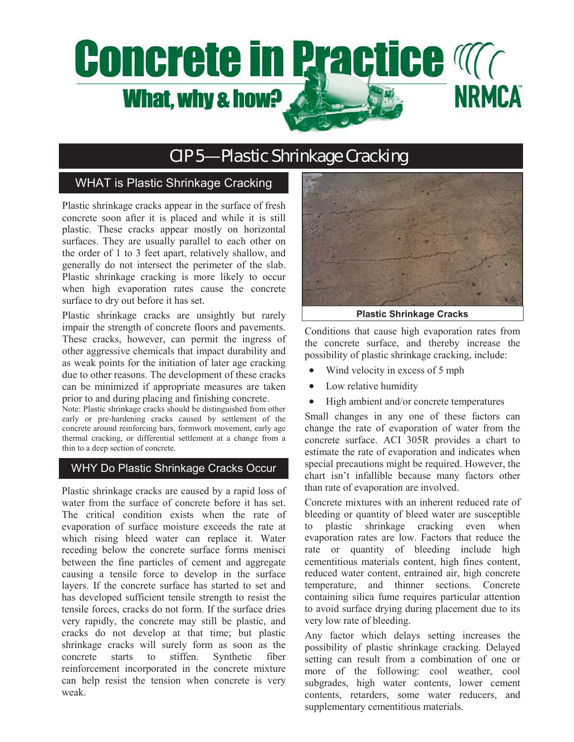# Concrete in Practice

**What, why & how?**

**NRMCA**

## CIP 5—Plastic Shrinkage Cracking

### WHAT is Plastic Shrinkage Cracking

Plastic shrinkage cracks appear in the surface of fresh concrete soon after it is placed and while it is still plastic. These cracks appear mostly on horizontal surfaces. They are usually parallel to each other on the order of 1 to 3 feet apart, relatively shallow, and generally do not intersect the perimeter of the slab. Plastic shrinkage cracking is more likely to occur when high evaporation rates cause the concrete surface to dry out before it has set.

Plastic shrinkage cracks are unsightly but rarely impair the strength of concrete floors and pavements. These cracks, however, can permit the ingress of other aggressive chemicals that impact durability and as weak points for the initiation of later age cracking due to other reasons. The development of these cracks can be minimized if appropriate measures are taken prior to and during placing and finishing concrete.

Note: Plastic shrinkage cracks should be distinguished from other early or pre-hardening cracks caused by settlement of the concrete around reinforcing bars, formwork movement, early age thermal cracking, or differential settlement at a change from a thin to a deep section of concrete.

### WHY Do Plastic Shrinkage Cracks Occur

Plastic shrinkage cracks are caused by a rapid loss of water from the surface of concrete before it has set. The critical condition exists when the rate of evaporation of surface moisture exceeds the rate at which rising bleed water can replace it. Water receding below the concrete surface forms menisci between the fine particles of cement and aggregate causing a tensile force to develop in the surface layers. If the concrete surface has started to set and has developed sufficient tensile strength to resist the tensile forces, cracks do not form. If the surface dries very rapidly, the concrete may still be plastic, and cracks do not develop at that time; but plastic shrinkage cracks will surely form as soon as the concrete starts to stiffen. Synthetic fiber reinforcement incorporated in the concrete mixture can help resist the tension when concrete is very weak.

**Plastic Shrinkage Cracks**

Conditions that cause high evaporation rates from the concrete surface, and thereby increase the possibility of plastic shrinkage cracking, include:

- Wind velocity in excess of 5 mph
- Low relative humidity
- High ambient and/or concrete temperatures

Small changes in any one of these factors can change the rate of evaporation of water from the concrete surface. ACI 305R provides a chart to estimate the rate of evaporation and indicates when special precautions might be required. However, the chart isn't infallible because many factors other than rate of evaporation are involved.

Concrete mixtures with an inherent reduced rate of bleeding or quantity of bleed water are susceptible to plastic shrinkage cracking even when evaporation rates are low. Factors that reduce the rate or quantity of bleeding include high cementitious materials content, high fines content, reduced water content, entrained air, high concrete temperature, and thinner sections. Concrete containing silica fume requires particular attention to avoid surface drying during placement due to its very low rate of bleeding.

Any factor which delays setting increases the possibility of plastic shrinkage cracking. Delayed setting can result from a combination of one or more of the following: cool weather, cool subgrades, high water contents, lower cement contents, retarders, some water reducers, and supplementary cementitious materials.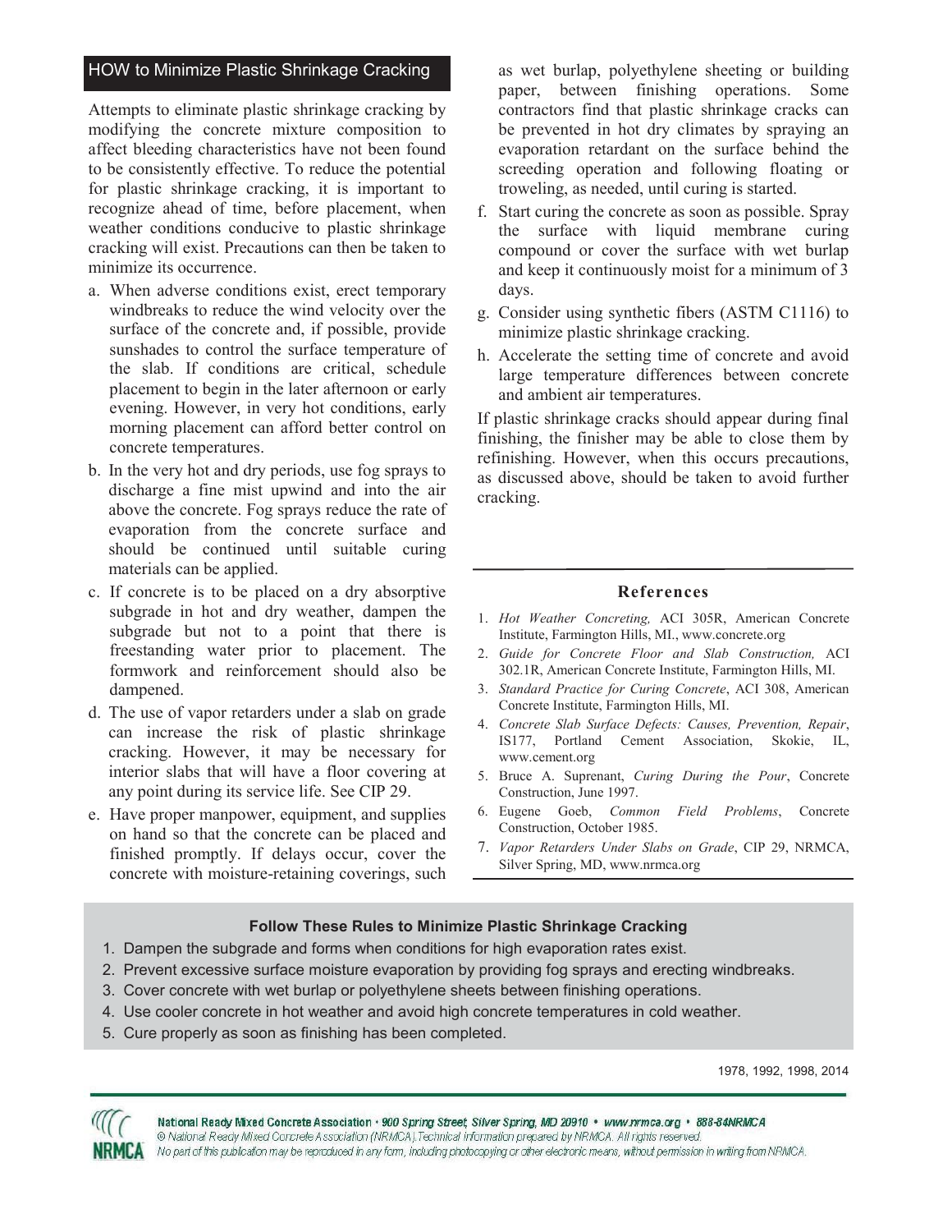## HOW to Minimize Plastic Shrinkage Cracking

Attempts to eliminate plastic shrinkage cracking by modifying the concrete mixture composition to affect bleeding characteristics have not been found to be consistently effective. To reduce the potential for plastic shrinkage cracking, it is important to recognize ahead of time, before placement, when weather conditions conducive to plastic shrinkage cracking will exist. Precautions can then be taken to minimize its occurrence.

a. When adverse conditions exist, erect temporary windbreaks to reduce the wind velocity over the surface of the concrete and, if possible, provide sunshades to control the surface temperature of the slab. If conditions are critical, schedule placement to begin in the later afternoon or early evening. However, in very hot conditions, early morning placement can afford better control on concrete temperatures.
b. In the very hot and dry periods, use fog sprays to discharge a fine mist upwind and into the air above the concrete. Fog sprays reduce the rate of evaporation from the concrete surface and should be continued until suitable curing materials can be applied.
c. If concrete is to be placed on a dry absorptive subgrade in hot and dry weather, dampen the subgrade but not to a point that there is freestanding water prior to placement. The formwork and reinforcement should also be dampened.
d. The use of vapor retarders under a slab on grade can increase the risk of plastic shrinkage cracking. However, it may be necessary for interior slabs that will have a floor covering at any point during its service life. See CIP 29.
e. Have proper manpower, equipment, and supplies on hand so that the concrete can be placed and finished promptly. If delays occur, cover the concrete with moisture-retaining coverings, such as wet burlap, polyethylene sheeting or building paper, between finishing operations. Some contractors find that plastic shrinkage cracks can be prevented in hot dry climates by spraying an evaporation retardant on the surface behind the screeding operation and following floating or troweling, as needed, until curing is started.
f. Start curing the concrete as soon as possible. Spray the surface with liquid membrane curing compound or cover the surface with wet burlap and keep it continuously moist for a minimum of 3 days.
g. Consider using synthetic fibers (ASTM C1116) to minimize plastic shrinkage cracking.
h. Accelerate the setting time of concrete and avoid large temperature differences between concrete and ambient air temperatures.

If plastic shrinkage cracks should appear during final finishing, the finisher may be able to close them by refinishing. However, when this occurs precautions, as discussed above, should be taken to avoid further cracking.

### References

1. *Hot Weather Concreting,* ACI 305R, American Concrete Institute, Farmington Hills, MI., www.concrete.org
2. *Guide for Concrete Floor and Slab Construction,* ACI 302.1R, American Concrete Institute, Farmington Hills, MI.
3. *Standard Practice for Curing Concrete*, ACI 308, American Concrete Institute, Farmington Hills, MI.
4. *Concrete Slab Surface Defects: Causes, Prevention, Repair*, IS177, Portland Cement Association, Skokie, IL, www.cement.org
5. Bruce A. Suprenant, *Curing During the Pour*, Concrete Construction, June 1997.
6. Eugene Goeb, *Common Field Problems*, Concrete Construction, October 1985.
7. *Vapor Retarders Under Slabs on Grade*, CIP 29, NRMCA, Silver Spring, MD, www.nrmca.org

**Follow These Rules to Minimize Plastic Shrinkage Cracking**

1. Dampen the subgrade and forms when conditions for high evaporation rates exist.
2. Prevent excessive surface moisture evaporation by providing fog sprays and erecting windbreaks.
3. Cover concrete with wet burlap or polyethylene sheets between finishing operations.
4. Use cooler concrete in hot weather and avoid high concrete temperatures in cold weather.
5. Cure properly as soon as finishing has been completed.

1978, 1992, 1998, 2014

National Ready Mixed Concrete Association • 900 Spring Street, Silver Spring, MD 20910 • www.nrmca.org • 888-84NRMCA
© National Ready Mixed Concrete Association (NRMCA).Technical information prepared by NRMCA. All rights reserved.
No part of this publication may be reproduced in any form, including photocopying or other electronic means, without permission in writing from NRMCA.